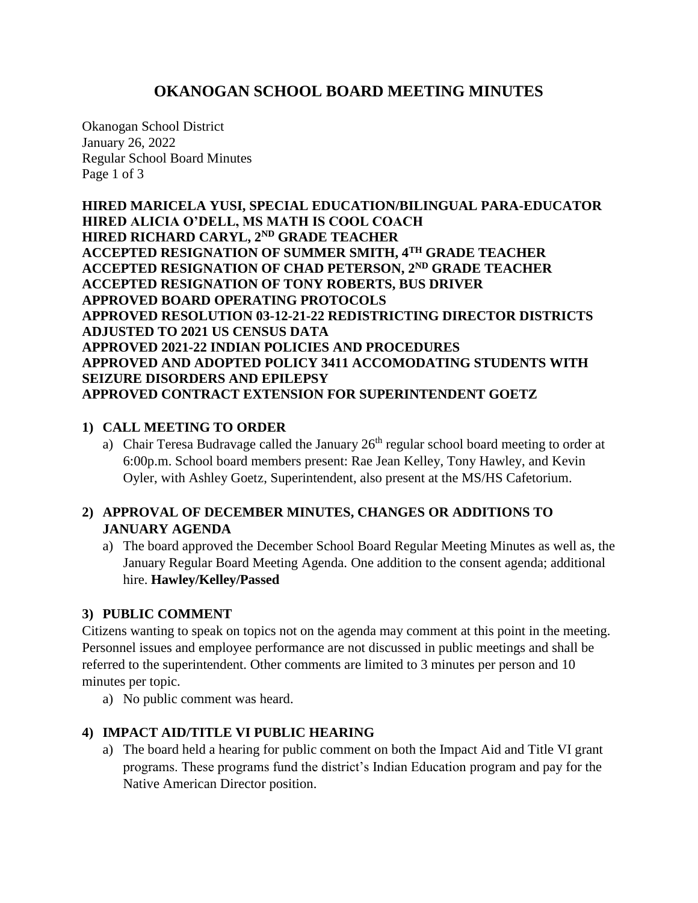# OKANOGAN SCHOOL BOARD MEETING MINUTES

Okanogan School District
January 26, 2022
Regular School Board Minutes

**HIRED MARICELA YUSI, SPECIAL EDUCATION/BILINGUAL PARA-EDUCATOR**
**HIRED ALICIA O'DELL, MS MATH IS COOL COACH**
**HIRED RICHARD CARYL, 2ND GRADE TEACHER**
**ACCEPTED RESIGNATION OF SUMMER SMITH, 4TH GRADE TEACHER**
**ACCEPTED RESIGNATION OF CHAD PETERSON, 2ND GRADE TEACHER**
**ACCEPTED RESIGNATION OF TONY ROBERTS, BUS DRIVER**
**APPROVED BOARD OPERATING PROTOCOLS**
**APPROVED RESOLUTION 03-12-21-22 REDISTRICTING DIRECTOR DISTRICTS ADJUSTED TO 2021 US CENSUS DATA**
**APPROVED 2021-22 INDIAN POLICIES AND PROCEDURES**
**APPROVED AND ADOPTED POLICY 3411 ACCOMODATING STUDENTS WITH SEIZURE DISORDERS AND EPILEPSY**
**APPROVED CONTRACT EXTENSION FOR SUPERINTENDENT GOETZ**

## 1) CALL MEETING TO ORDER

a) Chair Teresa Budravage called the January 26th regular school board meeting to order at 6:00p.m. School board members present: Rae Jean Kelley, Tony Hawley, and Kevin Oyler, with Ashley Goetz, Superintendent, also present at the MS/HS Cafetorium.

## 2) APPROVAL OF DECEMBER MINUTES, CHANGES OR ADDITIONS TO JANUARY AGENDA

a) The board approved the December School Board Regular Meeting Minutes as well as, the January Regular Board Meeting Agenda. One addition to the consent agenda; additional hire. **Hawley/Kelley/Passed**

## 3) PUBLIC COMMENT

Citizens wanting to speak on topics not on the agenda may comment at this point in the meeting. Personnel issues and employee performance are not discussed in public meetings and shall be referred to the superintendent. Other comments are limited to 3 minutes per person and 10 minutes per topic.

a) No public comment was heard.

## 4) IMPACT AID/TITLE VI PUBLIC HEARING

a) The board held a hearing for public comment on both the Impact Aid and Title VI grant programs. These programs fund the district's Indian Education program and pay for the Native American Director position.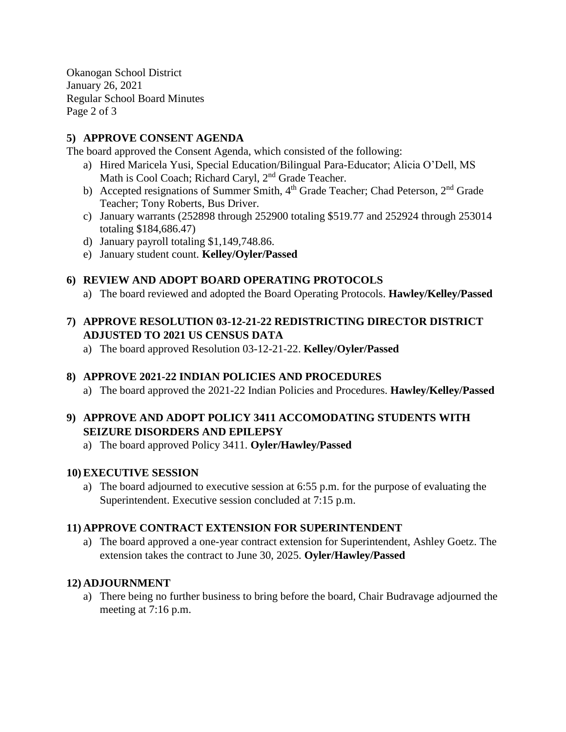**5) APPROVE CONSENT AGENDA**

The board approved the Consent Agenda, which consisted of the following:

a) Hired Maricela Yusi, Special Education/Bilingual Para-Educator; Alicia O'Dell, MS Math is Cool Coach; Richard Caryl, 2nd Grade Teacher.
b) Accepted resignations of Summer Smith, 4th Grade Teacher; Chad Peterson, 2nd Grade Teacher; Tony Roberts, Bus Driver.
c) January warrants (252898 through 252900 totaling $519.77 and 252924 through 253014 totaling $184,686.47)
d) January payroll totaling $1,149,748.86.
e) January student count. **Kelley/Oyler/Passed**

**6) REVIEW AND ADOPT BOARD OPERATING PROTOCOLS**

a) The board reviewed and adopted the Board Operating Protocols. **Hawley/Kelley/Passed**

**7) APPROVE RESOLUTION 03-12-21-22 REDISTRICTING DIRECTOR DISTRICT ADJUSTED TO 2021 US CENSUS DATA**

a) The board approved Resolution 03-12-21-22. **Kelley/Oyler/Passed**

**8) APPROVE 2021-22 INDIAN POLICIES AND PROCEDURES**

a) The board approved the 2021-22 Indian Policies and Procedures. **Hawley/Kelley/Passed**

**9) APPROVE AND ADOPT POLICY 3411 ACCOMODATING STUDENTS WITH SEIZURE DISORDERS AND EPILEPSY**

a) The board approved Policy 3411. **Oyler/Hawley/Passed**

**10) EXECUTIVE SESSION**

a) The board adjourned to executive session at 6:55 p.m. for the purpose of evaluating the Superintendent. Executive session concluded at 7:15 p.m.

**11) APPROVE CONTRACT EXTENSION FOR SUPERINTENDENT**

a) The board approved a one-year contract extension for Superintendent, Ashley Goetz. The extension takes the contract to June 30, 2025. **Oyler/Hawley/Passed**

**12) ADJOURNMENT**

a) There being no further business to bring before the board, Chair Budravage adjourned the meeting at 7:16 p.m.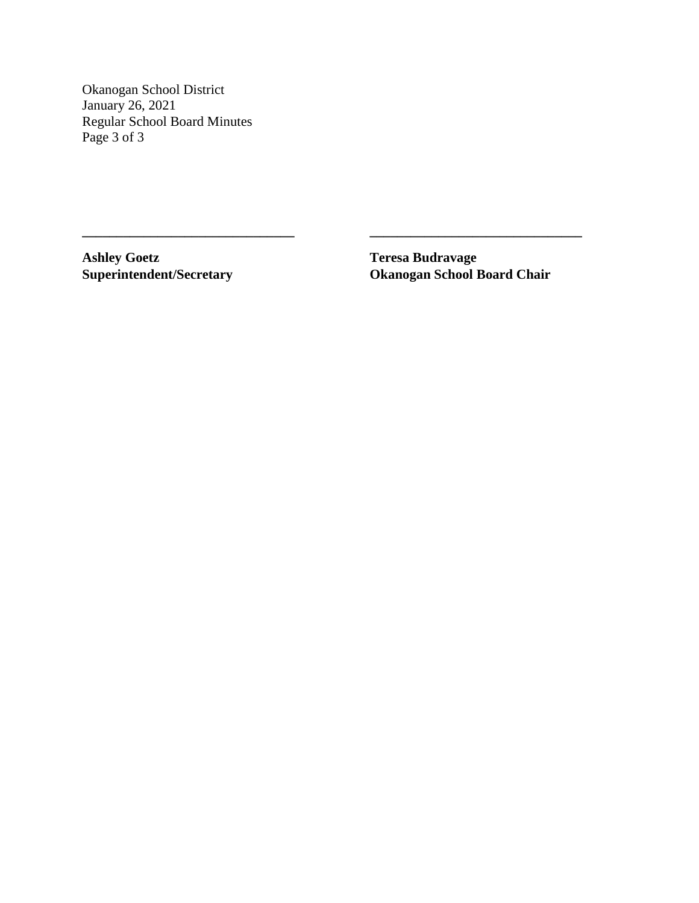\_\_\_\_\_\_\_\_\_\_\_\_\_\_\_\_\_\_\_\_\_\_\_\_\_\_\_\_\_\_\_\_

**Ashley Goetz**
**Superintendent/Secretary**

\_\_\_\_\_\_\_\_\_\_\_\_\_\_\_\_\_\_\_\_\_\_\_\_\_\_\_\_\_\_\_\_

**Teresa Budravage**
**Okanogan School Board Chair**